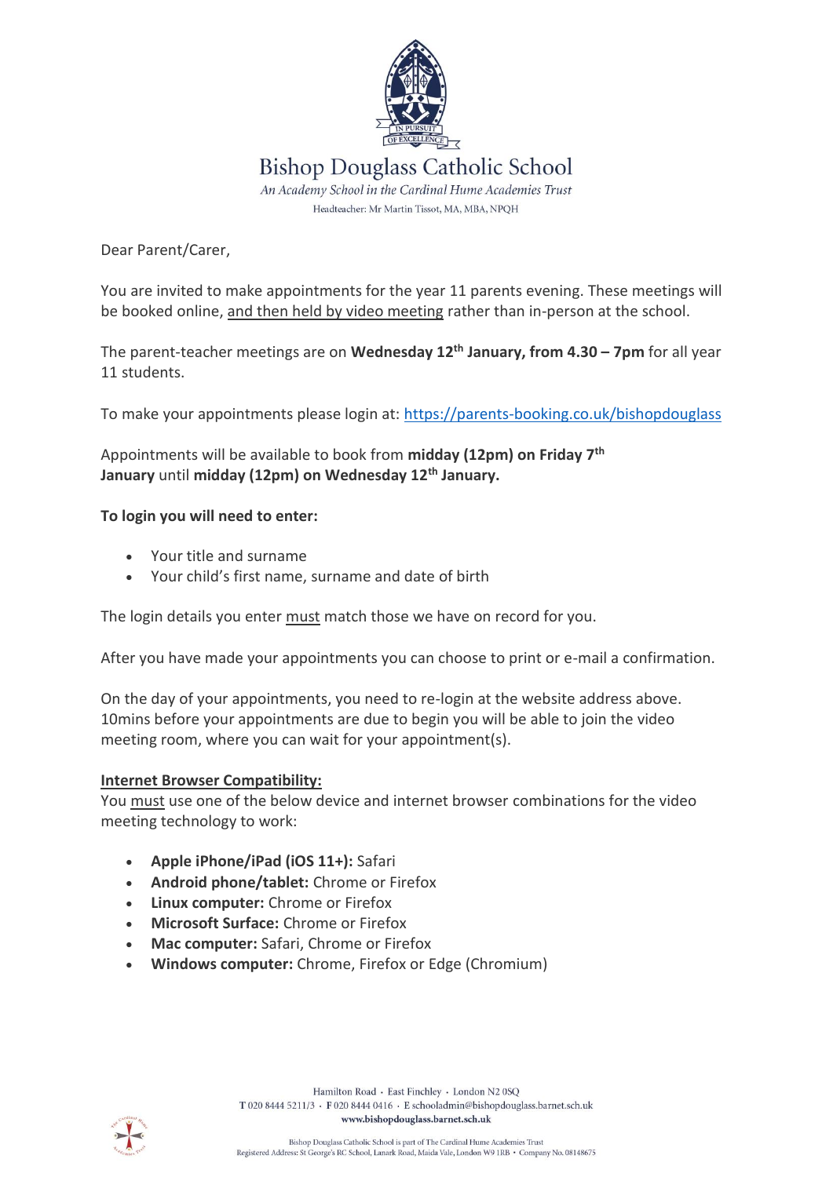# Bishop Douglass Catholic School

*An Academy School in the Cardinal Hume Academies Trust*

Headteacher: Mr Martin Tissot, MA, MBA, NPQH

Dear Parent/Carer,

You are invited to make appointments for the year 11 parents evening. These meetings will be booked online, and then held by video meeting rather than in-person at the school.

The parent-teacher meetings are on **Wednesday 12th January, from 4.30 – 7pm** for all year 11 students.

To make your appointments please login at: https://parents-booking.co.uk/bishopdouglass

Appointments will be available to book from **midday (12pm) on Friday 7th January** until **midday (12pm) on Wednesday 12th January.**

**To login you will need to enter:**

- Your title and surname
- Your child's first name, surname and date of birth

The login details you enter must match those we have on record for you.

After you have made your appointments you can choose to print or e-mail a confirmation.

On the day of your appointments, you need to re-login at the website address above. 10mins before your appointments are due to begin you will be able to join the video meeting room, where you can wait for your appointment(s).

**Internet Browser Compatibility:**

You must use one of the below device and internet browser combinations for the video meeting technology to work:

- **Apple iPhone/iPad (iOS 11+):** Safari
- **Android phone/tablet:** Chrome or Firefox
- **Linux computer:** Chrome or Firefox
- **Microsoft Surface:** Chrome or Firefox
- **Mac computer:** Safari, Chrome or Firefox
- **Windows computer:** Chrome, Firefox or Edge (Chromium)

Hamilton Road · East Finchley · London N2 0SQ
T 020 8444 5211/3 · F 020 8444 0416 · E schooladmin@bishopdouglass.barnet.sch.uk
www.bishopdouglass.barnet.sch.uk

Bishop Douglass Catholic School is part of The Cardinal Hume Academies Trust
Registered Address: St George's RC School, Lanark Road, Maida Vale, London W9 1RB · Company No. 08148675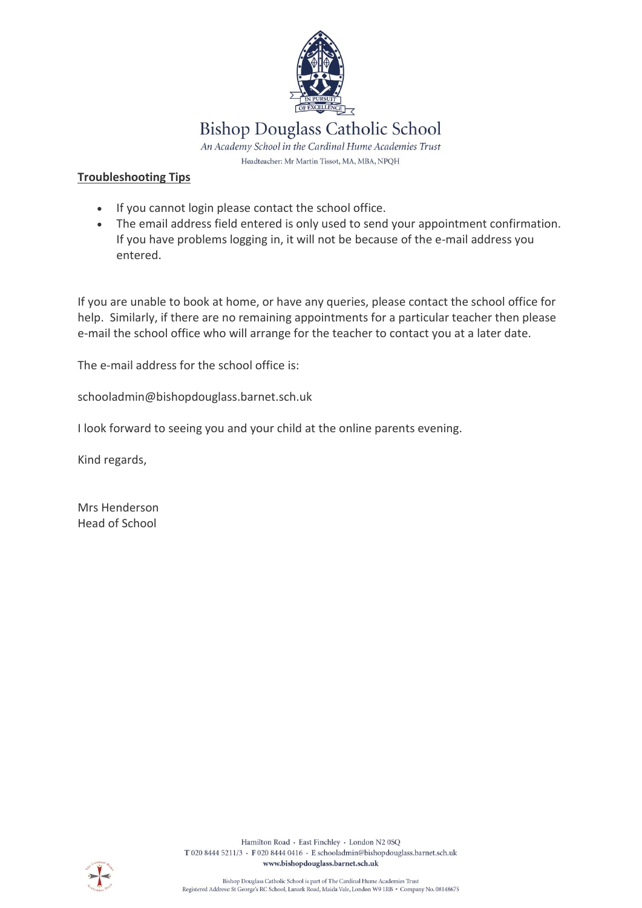Bishop Douglass Catholic School

*An Academy School in the Cardinal Hume Academies Trust*

Headteacher: Mr Martin Tissot, MA, MBA, NPQH

**Troubleshooting Tips**

- If you cannot login please contact the school office.
- The email address field entered is only used to send your appointment confirmation. If you have problems logging in, it will not be because of the e-mail address you entered.

If you are unable to book at home, or have any queries, please contact the school office for help. Similarly, if there are no remaining appointments for a particular teacher then please e-mail the school office who will arrange for the teacher to contact you at a later date.

The e-mail address for the school office is:

schooladmin@bishopdouglass.barnet.sch.uk

I look forward to seeing you and your child at the online parents evening.

Kind regards,

Mrs Henderson
Head of School

Hamilton Road · East Finchley · London N2 0SQ
T 020 8444 5211/3 · F 020 8444 0416 · E schooladmin@bishopdouglass.barnet.sch.uk
**www.bishopdouglass.barnet.sch.uk**

Bishop Douglass Catholic School is part of The Cardinal Hume Academies Trust
Registered Address: St George's RC School, Lanark Road, Maida Vale, London W9 1RB · Company No. 08148675